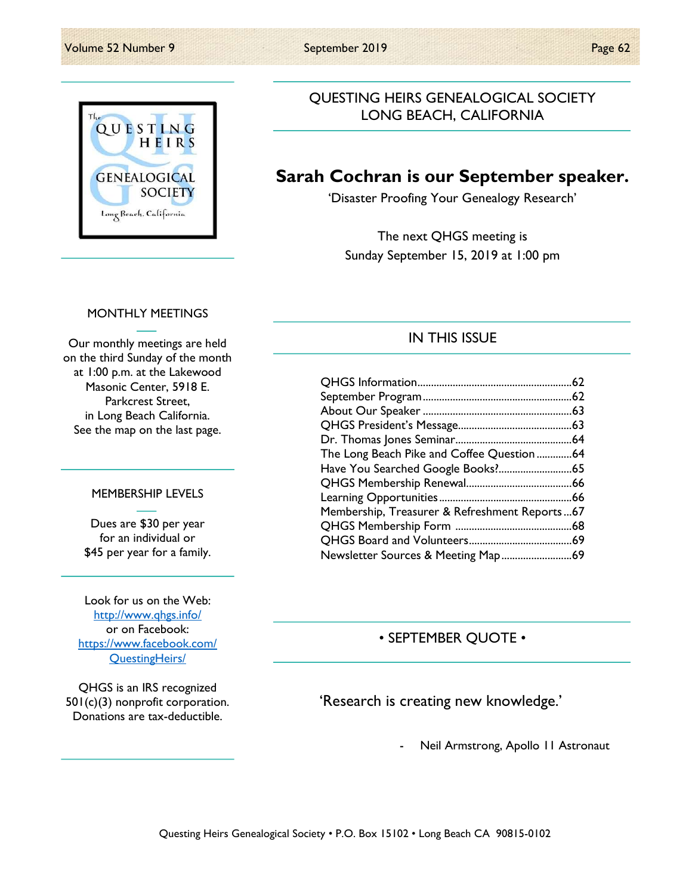# QUESTING HEIRS GENEALOGICAL SOCIETY
## LONG BEACH, CALIFORNIA

## Sarah Cochran is our September speaker.

'Disaster Proofing Your Genealogy Research'

The next QHGS meeting is
Sunday September 15, 2019 at 1:00 pm

### MONTHLY MEETINGS

Our monthly meetings are held on the third Sunday of the month at 1:00 p.m. at the Lakewood Masonic Center, 5918 E. Parkcrest Street, in Long Beach California. See the map on the last page.

### MEMBERSHIP LEVELS

Dues are $30 per year for an individual or $45 per year for a family.

Look for us on the Web:
http://www.qhgs.info/
or on Facebook:
https://www.facebook.com/QuestingHeirs/

QHGS is an IRS recognized 501(c)(3) nonprofit corporation. Donations are tax-deductible.

### IN THIS ISSUE

- QHGS Information....62
- September Program....62
- About Our Speaker....63
- QHGS President's Message....63
- Dr. Thomas Jones Seminar....64
- The Long Beach Pike and Coffee Question....64
- Have You Searched Google Books?....65
- QHGS Membership Renewal....66
- Learning Opportunities....66
- Membership, Treasurer & Refreshment Reports....67
- QHGS Membership Form....68
- QHGS Board and Volunteers....69
- Newsletter Sources & Meeting Map....69

### • SEPTEMBER QUOTE •

'Research is creating new knowledge.'

- Neil Armstrong, Apollo 11 Astronaut

Questing Heirs Genealogical Society • P.O. Box 15102 • Long Beach CA 90815-0102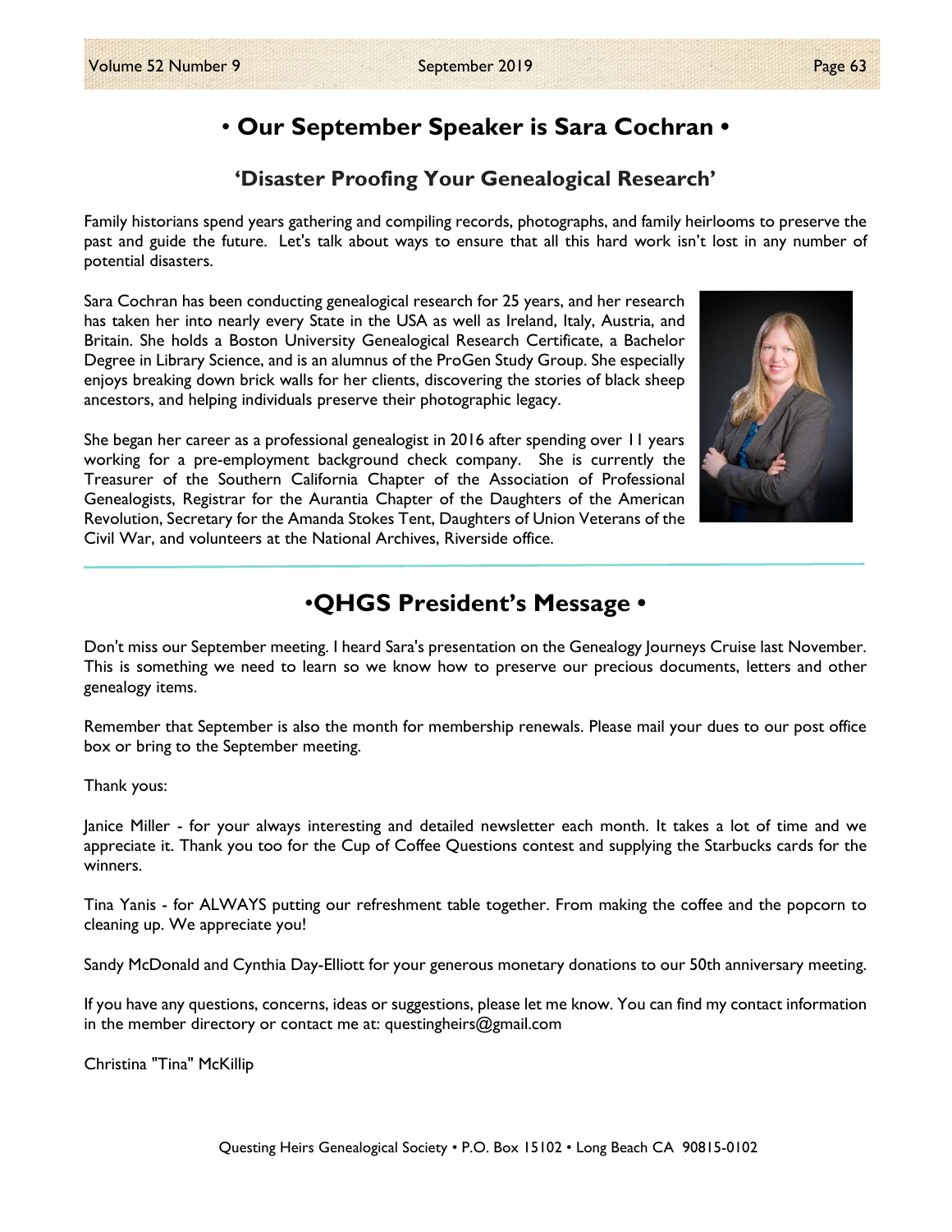## • Our September Speaker is Sara Cochran •

### 'Disaster Proofing Your Genealogical Research'

Family historians spend years gathering and compiling records, photographs, and family heirlooms to preserve the past and guide the future. Let's talk about ways to ensure that all this hard work isn't lost in any number of potential disasters.

Sara Cochran has been conducting genealogical research for 25 years, and her research has taken her into nearly every State in the USA as well as Ireland, Italy, Austria, and Britain. She holds a Boston University Genealogical Research Certificate, a Bachelor Degree in Library Science, and is an alumnus of the ProGen Study Group. She especially enjoys breaking down brick walls for her clients, discovering the stories of black sheep ancestors, and helping individuals preserve their photographic legacy.

She began her career as a professional genealogist in 2016 after spending over 11 years working for a pre-employment background check company. She is currently the Treasurer of the Southern California Chapter of the Association of Professional Genealogists, Registrar for the Aurantia Chapter of the Daughters of the American Revolution, Secretary for the Amanda Stokes Tent, Daughters of Union Veterans of the Civil War, and volunteers at the National Archives, Riverside office.

## •QHGS President's Message •

Don't miss our September meeting. I heard Sara's presentation on the Genealogy Journeys Cruise last November. This is something we need to learn so we know how to preserve our precious documents, letters and other genealogy items.

Remember that September is also the month for membership renewals. Please mail your dues to our post office box or bring to the September meeting.

Thank yous:

Janice Miller - for your always interesting and detailed newsletter each month. It takes a lot of time and we appreciate it. Thank you too for the Cup of Coffee Questions contest and supplying the Starbucks cards for the winners.

Tina Yanis - for ALWAYS putting our refreshment table together. From making the coffee and the popcorn to cleaning up. We appreciate you!

Sandy McDonald and Cynthia Day-Elliott for your generous monetary donations to our 50th anniversary meeting.

If you have any questions, concerns, ideas or suggestions, please let me know. You can find my contact information in the member directory or contact me at: questingheirs@gmail.com

Christina "Tina" McKillip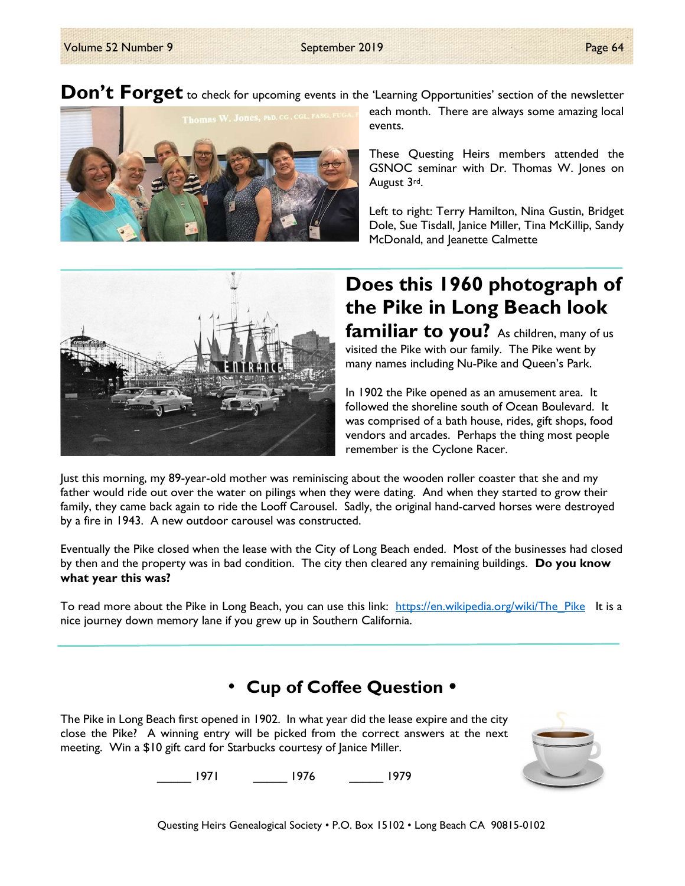**Don't Forget** to check for upcoming events in the 'Learning Opportunities' section of the newsletter each month. There are always some amazing local events.

These Questing Heirs members attended the GSNOC seminar with Dr. Thomas W. Jones on August 3rd.

Left to right: Terry Hamilton, Nina Gustin, Bridget Dole, Sue Tisdall, Janice Miller, Tina McKillip, Sandy McDonald, and Jeanette Calmette

---

## Does this 1960 photograph of the Pike in Long Beach look familiar to you?

As children, many of us visited the Pike with our family. The Pike went by many names including Nu-Pike and Queen's Park.

In 1902 the Pike opened as an amusement area. It followed the shoreline south of Ocean Boulevard. It was comprised of a bath house, rides, gift shops, food vendors and arcades. Perhaps the thing most people remember is the Cyclone Racer.

Just this morning, my 89-year-old mother was reminiscing about the wooden roller coaster that she and my father would ride out over the water on pilings when they were dating. And when they started to grow their family, they came back again to ride the Looff Carousel. Sadly, the original hand-carved horses were destroyed by a fire in 1943. A new outdoor carousel was constructed.

Eventually the Pike closed when the lease with the City of Long Beach ended. Most of the businesses had closed by then and the property was in bad condition. The city then cleared any remaining buildings. **Do you know what year this was?**

To read more about the Pike in Long Beach, you can use this link: [https://en.wikipedia.org/wiki/The_Pike](https://en.wikipedia.org/wiki/The_Pike) It is a nice journey down memory lane if you grew up in Southern California.

---

## • Cup of Coffee Question •

The Pike in Long Beach first opened in 1902. In what year did the lease expire and the city close the Pike? A winning entry will be picked from the correct answers at the next meeting. Win a $10 gift card for Starbucks courtesy of Janice Miller.

_____ 1971 _____ 1976 _____ 1979

Questing Heirs Genealogical Society • P.O. Box 15102 • Long Beach CA 90815-0102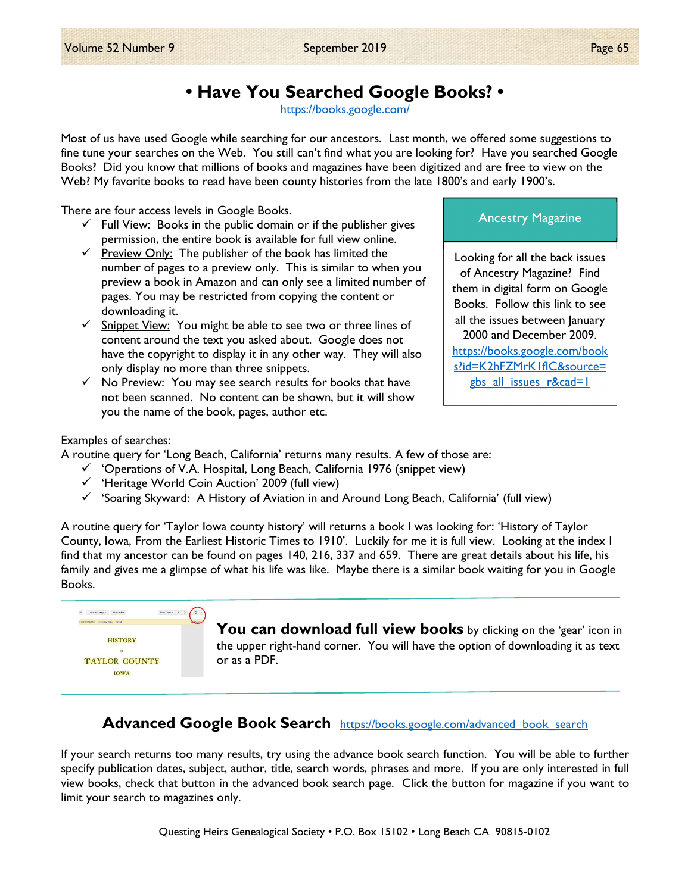# • Have You Searched Google Books? •

https://books.google.com/

Most of us have used Google while searching for our ancestors. Last month, we offered some suggestions to fine tune your searches on the Web. You still can't find what you are looking for? Have you searched Google Books? Did you know that millions of books and magazines have been digitized and are free to view on the Web? My favorite books to read have been county histories from the late 1800's and early 1900's.

There are four access levels in Google Books.

- ✓ Full View: Books in the public domain or if the publisher gives permission, the entire book is available for full view online.
- ✓ Preview Only: The publisher of the book has limited the number of pages to a preview only. This is similar to when you preview a book in Amazon and can only see a limited number of pages. You may be restricted from copying the content or downloading it.
- ✓ Snippet View: You might be able to see two or three lines of content around the text you asked about. Google does not have the copyright to display it in any other way. They will also only display no more than three snippets.
- ✓ No Preview: You may see search results for books that have not been scanned. No content can be shown, but it will show you the name of the book, pages, author etc.

> **Ancestry Magazine**
>
> Looking for all the back issues of Ancestry Magazine? Find them in digital form on Google Books. Follow this link to see all the issues between January 2000 and December 2009.
> https://books.google.com/books?id=K2hFZMrK1flC&source=gbs_all_issues_r&cad=1

Examples of searches:

A routine query for 'Long Beach, California' returns many results. A few of those are:

- ✓ 'Operations of V.A. Hospital, Long Beach, California 1976 (snippet view)
- ✓ 'Heritage World Coin Auction' 2009 (full view)
- ✓ 'Soaring Skyward: A History of Aviation in and Around Long Beach, California' (full view)

A routine query for 'Taylor Iowa county history' will returns a book I was looking for: 'History of Taylor County, Iowa, From the Earliest Historic Times to 1910'. Luckily for me it is full view. Looking at the index I find that my ancestor can be found on pages 140, 216, 337 and 659. There are great details about his life, his family and gives me a glimpse of what his life was like. Maybe there is a similar book waiting for you in Google Books.

---

**You can download full view books** by clicking on the 'gear' icon in the upper right-hand corner. You will have the option of downloading it as text or as a PDF.

---

## Advanced Google Book Search

https://books.google.com/advanced_book_search

If your search returns too many results, try using the advance book search function. You will be able to further specify publication dates, subject, author, title, search words, phrases and more. If you are only interested in full view books, check that button in the advanced book search page. Click the button for magazine if you want to limit your search to magazines only.

Questing Heirs Genealogical Society • P.O. Box 15102 • Long Beach CA 90815-0102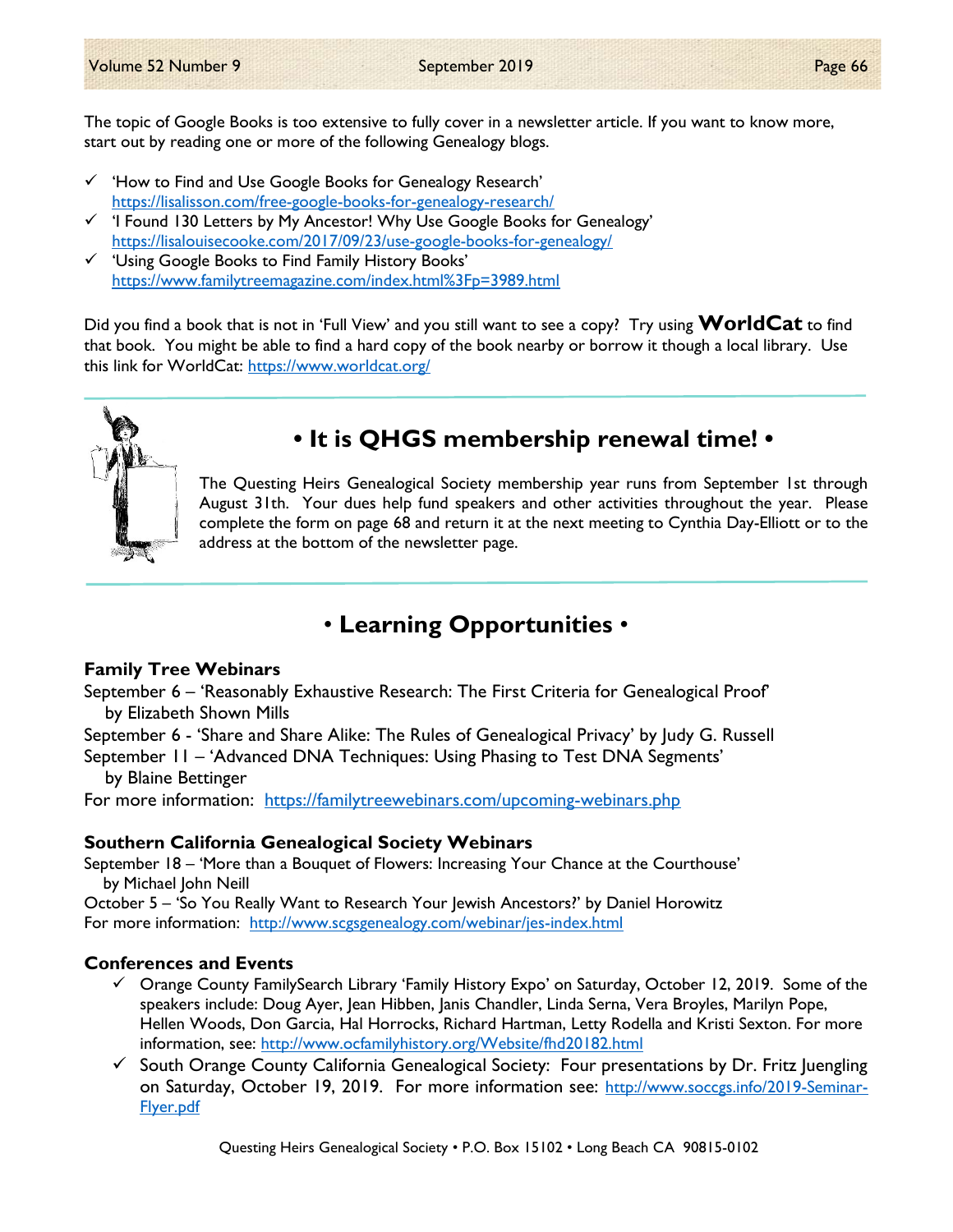The topic of Google Books is too extensive to fully cover in a newsletter article. If you want to know more, start out by reading one or more of the following Genealogy blogs.

- ✓ 'How to Find and Use Google Books for Genealogy Research' https://lisalisson.com/free-google-books-for-genealogy-research/
- ✓ 'I Found 130 Letters by My Ancestor! Why Use Google Books for Genealogy' https://lisalouisecooke.com/2017/09/23/use-google-books-for-genealogy/
- ✓ 'Using Google Books to Find Family History Books' https://www.familytreemagazine.com/index.html%3Fp=3989.html

Did you find a book that is not in 'Full View' and you still want to see a copy? Try using **WorldCat** to find that book. You might be able to find a hard copy of the book nearby or borrow it though a local library. Use this link for WorldCat: https://www.worldcat.org/

## • It is QHGS membership renewal time! •

The Questing Heirs Genealogical Society membership year runs from September 1st through August 31th. Your dues help fund speakers and other activities throughout the year. Please complete the form on page 68 and return it at the next meeting to Cynthia Day-Elliott or to the address at the bottom of the newsletter page.

## • Learning Opportunities •

### Family Tree Webinars

September 6 – 'Reasonably Exhaustive Research: The First Criteria for Genealogical Proof' by Elizabeth Shown Mills
September 6 - 'Share and Share Alike: The Rules of Genealogical Privacy' by Judy G. Russell
September 11 – 'Advanced DNA Techniques: Using Phasing to Test DNA Segments' by Blaine Bettinger
For more information: https://familytreewebinars.com/upcoming-webinars.php

### Southern California Genealogical Society Webinars

September 18 – 'More than a Bouquet of Flowers: Increasing Your Chance at the Courthouse' by Michael John Neill
October 5 – 'So You Really Want to Research Your Jewish Ancestors?' by Daniel Horowitz
For more information: http://www.scgsgenealogy.com/webinar/jes-index.html

### Conferences and Events

- ✓ Orange County FamilySearch Library 'Family History Expo' on Saturday, October 12, 2019. Some of the speakers include: Doug Ayer, Jean Hibben, Janis Chandler, Linda Serna, Vera Broyles, Marilyn Pope, Hellen Woods, Don Garcia, Hal Horrocks, Richard Hartman, Letty Rodella and Kristi Sexton. For more information, see: http://www.ocfamilyhistory.org/Website/fhd20182.html
- ✓ South Orange County California Genealogical Society: Four presentations by Dr. Fritz Juengling on Saturday, October 19, 2019. For more information see: http://www.soccgs.info/2019-Seminar-Flyer.pdf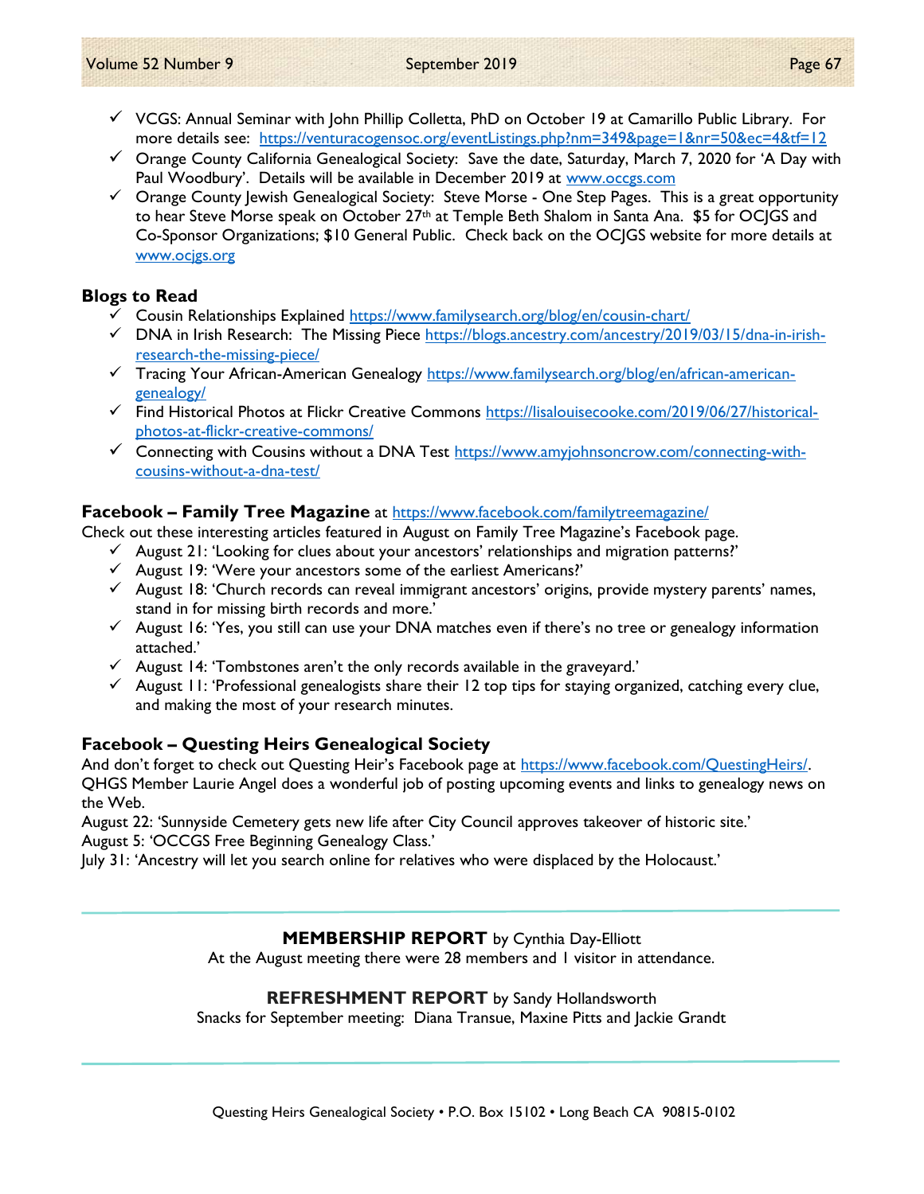- ✓ VCGS: Annual Seminar with John Phillip Colletta, PhD on October 19 at Camarillo Public Library. For more details see: https://venturacogensoc.org/eventListings.php?nm=349&page=1&nr=50&ec=4&tf=12
- ✓ Orange County California Genealogical Society: Save the date, Saturday, March 7, 2020 for 'A Day with Paul Woodbury'. Details will be available in December 2019 at www.occgs.com
- ✓ Orange County Jewish Genealogical Society: Steve Morse - One Step Pages. This is a great opportunity to hear Steve Morse speak on October 27th at Temple Beth Shalom in Santa Ana. $5 for OCJGS and Co-Sponsor Organizations; $10 General Public. Check back on the OCJGS website for more details at www.ocjgs.org

## Blogs to Read

- ✓ Cousin Relationships Explained https://www.familysearch.org/blog/en/cousin-chart/
- ✓ DNA in Irish Research: The Missing Piece https://blogs.ancestry.com/ancestry/2019/03/15/dna-in-irish-research-the-missing-piece/
- ✓ Tracing Your African-American Genealogy https://www.familysearch.org/blog/en/african-american-genealogy/
- ✓ Find Historical Photos at Flickr Creative Commons https://lisalouisecooke.com/2019/06/27/historical-photos-at-flickr-creative-commons/
- ✓ Connecting with Cousins without a DNA Test https://www.amyjohnsoncrow.com/connecting-with-cousins-without-a-dna-test/

## Facebook – Family Tree Magazine at https://www.facebook.com/familytreemagazine/

Check out these interesting articles featured in August on Family Tree Magazine's Facebook page.

- ✓ August 21: 'Looking for clues about your ancestors' relationships and migration patterns?'
- ✓ August 19: 'Were your ancestors some of the earliest Americans?'
- ✓ August 18: 'Church records can reveal immigrant ancestors' origins, provide mystery parents' names, stand in for missing birth records and more.'
- ✓ August 16: 'Yes, you still can use your DNA matches even if there's no tree or genealogy information attached.'
- ✓ August 14: 'Tombstones aren't the only records available in the graveyard.'
- ✓ August 11: 'Professional genealogists share their 12 top tips for staying organized, catching every clue, and making the most of your research minutes.

## Facebook – Questing Heirs Genealogical Society

And don't forget to check out Questing Heir's Facebook page at https://www.facebook.com/QuestingHeirs/. QHGS Member Laurie Angel does a wonderful job of posting upcoming events and links to genealogy news on the Web.

August 22: 'Sunnyside Cemetery gets new life after City Council approves takeover of historic site.'
August 5: 'OCCGS Free Beginning Genealogy Class.'
July 31: 'Ancestry will let you search online for relatives who were displaced by the Holocaust.'

---

**MEMBERSHIP REPORT** by Cynthia Day-Elliott

At the August meeting there were 28 members and 1 visitor in attendance.

**REFRESHMENT REPORT** by Sandy Hollandsworth

Snacks for September meeting: Diana Transue, Maxine Pitts and Jackie Grandt

---

Questing Heirs Genealogical Society • P.O. Box 15102 • Long Beach CA 90815-0102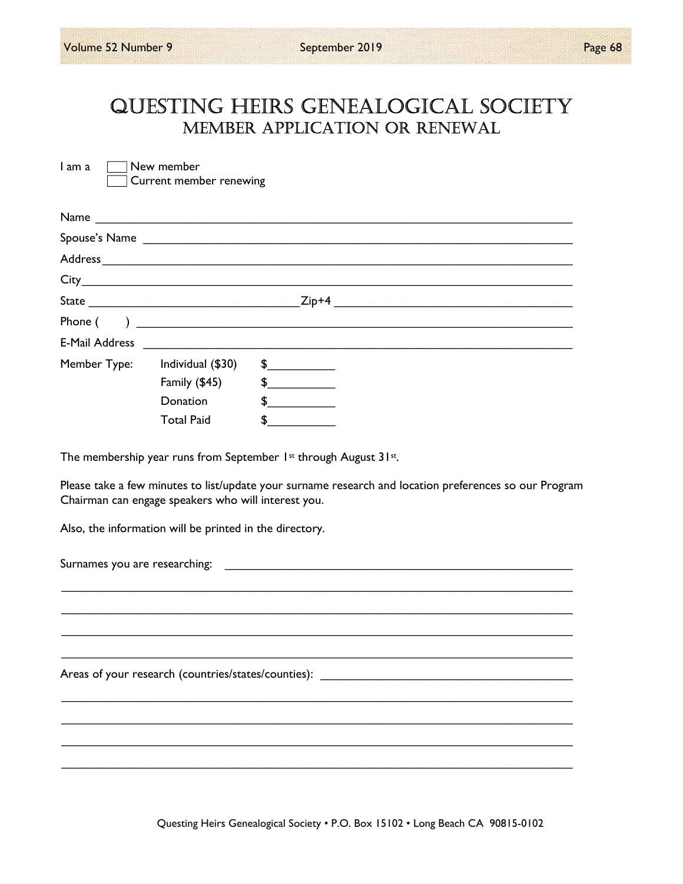# Questing Heirs Genealogical Society
## Member Application or Renewal

I am a
- [ ] New member
- [ ] Current member renewing

Name ______________________________________________________________________

Spouse's Name _______________________________________________________________

Address______________________________________________________________________

City_________________________________________________________________________

State ________________________________Zip+4 ____________________________________

Phone (      ) ________________________________________________________________

E-Mail Address _______________________________________________________________

| Member Type: | Individual ($30) | $__________ |
|---|---|---|
| | Family ($45) | $__________ |
| | Donation | $__________ |
| | Total Paid | $__________ |

The membership year runs from September 1st through August 31st.

Please take a few minutes to list/update your surname research and location preferences so our Program Chairman can engage speakers who will interest you.

Also, the information will be printed in the directory.

Surnames you are researching: ____________________________________________________

_____________________________________________________________________________

_____________________________________________________________________________

_____________________________________________________________________________

_____________________________________________________________________________

Areas of your research (countries/states/counties): ______________________________________

_____________________________________________________________________________

_____________________________________________________________________________

_____________________________________________________________________________

_____________________________________________________________________________

Questing Heirs Genealogical Society • P.O. Box 15102 • Long Beach CA 90815-0102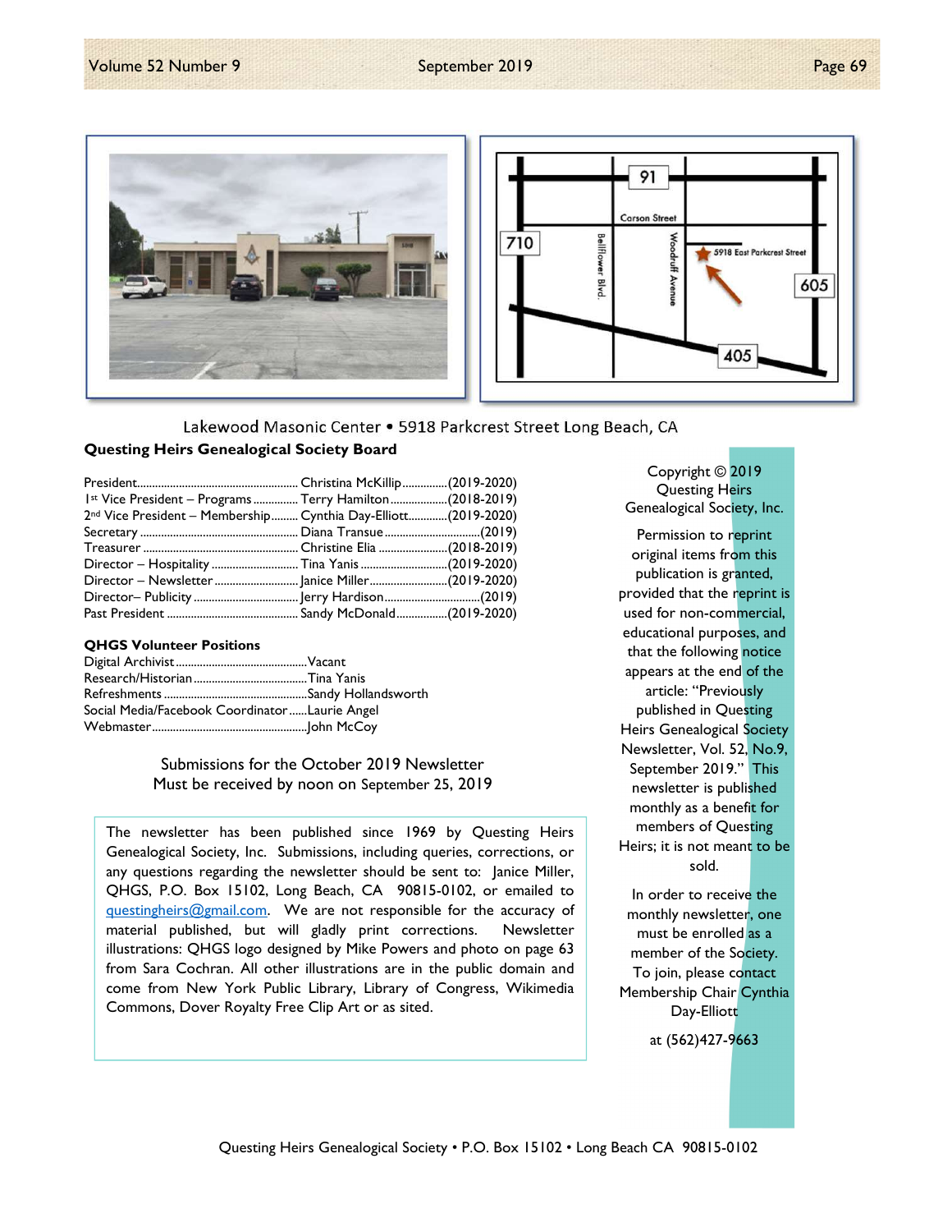Lakewood Masonic Center • 5918 Parkcrest Street Long Beach, CA

## Questing Heirs Genealogical Society Board

| | | |
|---|---|---|
| President | Christina McKillip | (2019-2020) |
| 1st Vice President – Programs | Terry Hamilton | (2018-2019) |
| 2nd Vice President – Membership | Cynthia Day-Elliott | (2019-2020) |
| Secretary | Diana Transue | (2019) |
| Treasurer | Christine Elia | (2018-2019) |
| Director – Hospitality | Tina Yanis | (2019-2020) |
| Director – Newsletter | Janice Miller | (2019-2020) |
| Director– Publicity | Jerry Hardison | (2019) |
| Past President | Sandy McDonald | (2019-2020) |

### QHGS Volunteer Positions

| | |
|---|---|
| Digital Archivist | Vacant |
| Research/Historian | Tina Yanis |
| Refreshments | Sandy Hollandsworth |
| Social Media/Facebook Coordinator | Laurie Angel |
| Webmaster | John McCoy |

Submissions for the October 2019 Newsletter
Must be received by noon on September 25, 2019

The newsletter has been published since 1969 by Questing Heirs Genealogical Society, Inc. Submissions, including queries, corrections, or any questions regarding the newsletter should be sent to: Janice Miller, QHGS, P.O. Box 15102, Long Beach, CA 90815-0102, or emailed to questingheirs@gmail.com. We are not responsible for the accuracy of material published, but will gladly print corrections. Newsletter illustrations: QHGS logo designed by Mike Powers and photo on page 63 from Sara Cochran. All other illustrations are in the public domain and come from New York Public Library, Library of Congress, Wikimedia Commons, Dover Royalty Free Clip Art or as sited.

Copyright © 2019 Questing Heirs Genealogical Society, Inc.

Permission to reprint original items from this publication is granted, provided that the reprint is used for non-commercial, educational purposes, and that the following notice appears at the end of the article: "Previously published in Questing Heirs Genealogical Society Newsletter, Vol. 52, No.9, September 2019." This newsletter is published monthly as a benefit for members of Questing Heirs; it is not meant to be sold.

In order to receive the monthly newsletter, one must be enrolled as a member of the Society. To join, please contact Membership Chair Cynthia Day-Elliott

at (562)427-9663

Questing Heirs Genealogical Society • P.O. Box 15102 • Long Beach CA 90815-0102